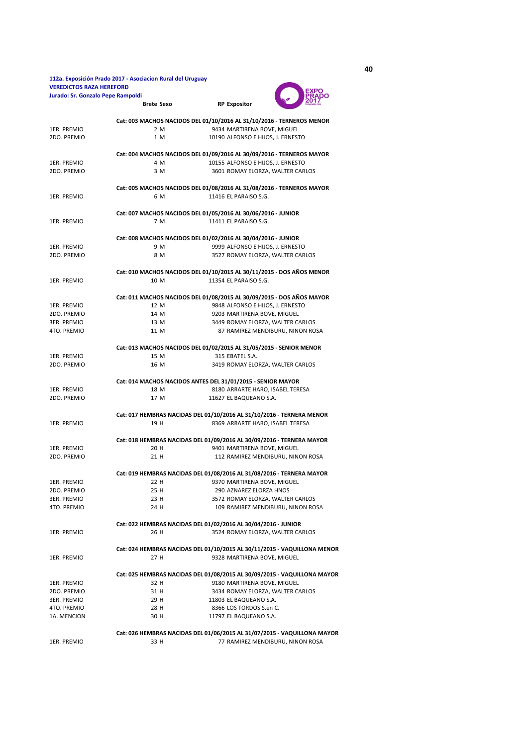**112a. Exposición Prado 2017 - Asociacion Rural del Uruguay**
**VEREDICTOS RAZA HEREFORD**
**Jurado: Sr. Gonzalo Pepe Rampoldi**

| | Brete | Sexo | RP | Expositor |
|---|---|---|---|---|
| | **Cat: 003 MACHOS NACIDOS DEL 01/10/2016 AL 31/10/2016 - TERNEROS MENOR** | | | |
| 1ER. PREMIO | 2 | M | 9434 | MARTIRENA BOVE, MIGUEL |
| 2DO. PREMIO | 1 | M | 10190 | ALFONSO E HIJOS, J. ERNESTO |
| | **Cat: 004 MACHOS NACIDOS DEL 01/09/2016 AL 30/09/2016 - TERNEROS MAYOR** | | | |
| 1ER. PREMIO | 4 | M | 10155 | ALFONSO E HIJOS, J. ERNESTO |
| 2DO. PREMIO | 3 | M | 3601 | ROMAY ELORZA, WALTER CARLOS |
| | **Cat: 005 MACHOS NACIDOS DEL 01/08/2016 AL 31/08/2016 - TERNEROS MAYOR** | | | |
| 1ER. PREMIO | 6 | M | 11416 | EL PARAISO S.G. |
| | **Cat: 007 MACHOS NACIDOS DEL 01/05/2016 AL 30/06/2016 - JUNIOR** | | | |
| 1ER. PREMIO | 7 | M | 11411 | EL PARAISO S.G. |
| | **Cat: 008 MACHOS NACIDOS DEL 01/02/2016 AL 30/04/2016 - JUNIOR** | | | |
| 1ER. PREMIO | 9 | M | 9999 | ALFONSO E HIJOS, J. ERNESTO |
| 2DO. PREMIO | 8 | M | 3527 | ROMAY ELORZA, WALTER CARLOS |
| | **Cat: 010 MACHOS NACIDOS DEL 01/10/2015 AL 30/11/2015 - DOS AÑOS MENOR** | | | |
| 1ER. PREMIO | 10 | M | 11354 | EL PARAISO S.G. |
| | **Cat: 011 MACHOS NACIDOS DEL 01/08/2015 AL 30/09/2015 - DOS AÑOS MAYOR** | | | |
| 1ER. PREMIO | 12 | M | 9848 | ALFONSO E HIJOS, J. ERNESTO |
| 2DO. PREMIO | 14 | M | 9203 | MARTIRENA BOVE, MIGUEL |
| 3ER. PREMIO | 13 | M | 3449 | ROMAY ELORZA, WALTER CARLOS |
| 4TO. PREMIO | 11 | M | 87 | RAMIREZ MENDIBURU, NINON ROSA |
| | **Cat: 013 MACHOS NACIDOS DEL 01/02/2015 AL 31/05/2015 - SENIOR MENOR** | | | |
| 1ER. PREMIO | 15 | M | 315 | EBATEL S.A. |
| 2DO. PREMIO | 16 | M | 3419 | ROMAY ELORZA, WALTER CARLOS |
| | **Cat: 014 MACHOS NACIDOS ANTES DEL 31/01/2015 - SENIOR MAYOR** | | | |
| 1ER. PREMIO | 18 | M | 8180 | ARRARTE HARO, ISABEL TERESA |
| 2DO. PREMIO | 17 | M | 11627 | EL BAQUEANO S.A. |
| | **Cat: 017 HEMBRAS NACIDAS DEL 01/10/2016 AL 31/10/2016 - TERNERA MENOR** | | | |
| 1ER. PREMIO | 19 | H | 8369 | ARRARTE HARO, ISABEL TERESA |
| | **Cat: 018 HEMBRAS NACIDAS DEL 01/09/2016 AL 30/09/2016 - TERNERA MAYOR** | | | |
| 1ER. PREMIO | 20 | H | 9401 | MARTIRENA BOVE, MIGUEL |
| 2DO. PREMIO | 21 | H | 112 | RAMIREZ MENDIBURU, NINON ROSA |
| | **Cat: 019 HEMBRAS NACIDAS DEL 01/08/2016 AL 31/08/2016 - TERNERA MAYOR** | | | |
| 1ER. PREMIO | 22 | H | 9370 | MARTIRENA BOVE, MIGUEL |
| 2DO. PREMIO | 25 | H | 290 | AZNAREZ ELORZA HNOS |
| 3ER. PREMIO | 23 | H | 3572 | ROMAY ELORZA, WALTER CARLOS |
| 4TO. PREMIO | 24 | H | 109 | RAMIREZ MENDIBURU, NINON ROSA |
| | **Cat: 022 HEMBRAS NACIDAS DEL 01/02/2016 AL 30/04/2016 - JUNIOR** | | | |
| 1ER. PREMIO | 26 | H | 3524 | ROMAY ELORZA, WALTER CARLOS |
| | **Cat: 024 HEMBRAS NACIDAS DEL 01/10/2015 AL 30/11/2015 - VAQUILLONA MENOR** | | | |
| 1ER. PREMIO | 27 | H | 9328 | MARTIRENA BOVE, MIGUEL |
| | **Cat: 025 HEMBRAS NACIDAS DEL 01/08/2015 AL 30/09/2015 - VAQUILLONA MAYOR** | | | |
| 1ER. PREMIO | 32 | H | 9180 | MARTIRENA BOVE, MIGUEL |
| 2DO. PREMIO | 31 | H | 3434 | ROMAY ELORZA, WALTER CARLOS |
| 3ER. PREMIO | 29 | H | 11803 | EL BAQUEANO S.A. |
| 4TO. PREMIO | 28 | H | 8366 | LOS TORDOS S.en C. |
| 1A. MENCION | 30 | H | 11797 | EL BAQUEANO S.A. |
| | **Cat: 026 HEMBRAS NACIDAS DEL 01/06/2015 AL 31/07/2015 - VAQUILLONA MAYOR** | | | |
| 1ER. PREMIO | 33 | H | 77 | RAMIREZ MENDIBURU, NINON ROSA |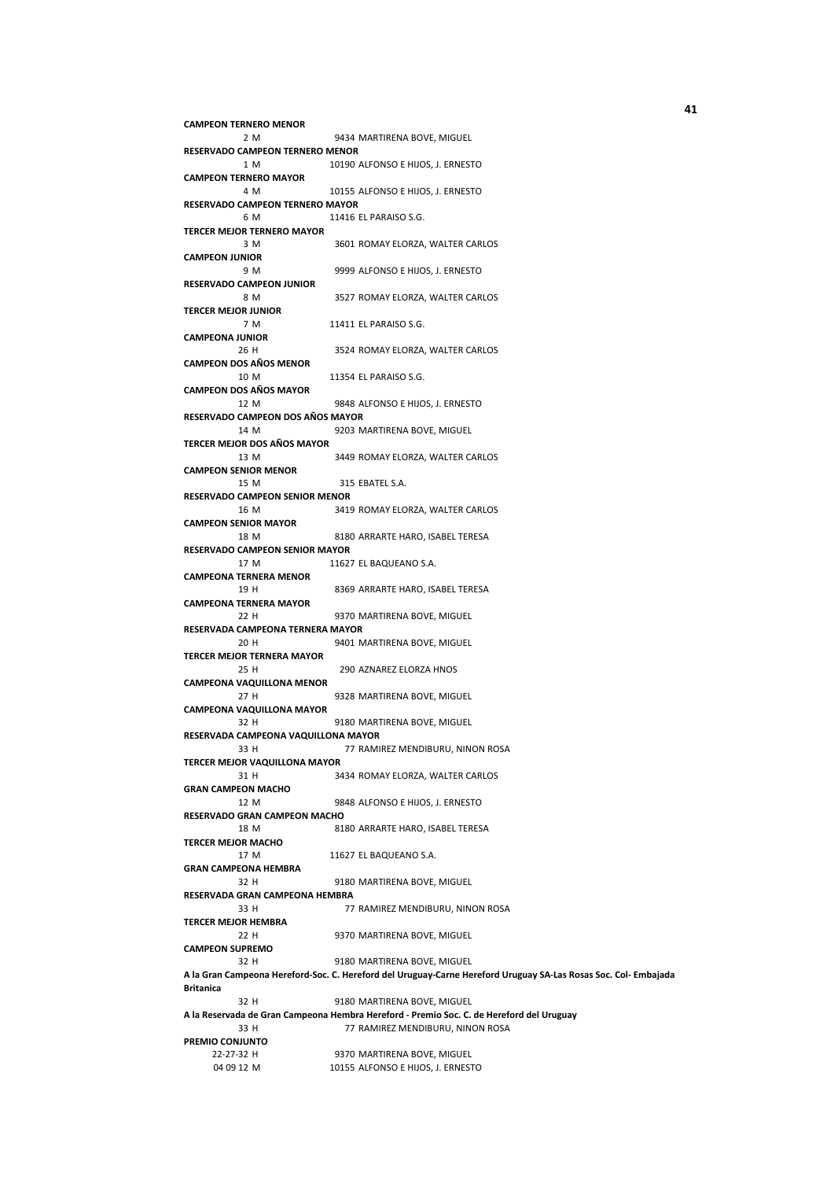**CAMPEON TERNERO MENOR**

2 M 9434 MARTIRENA BOVE, MIGUEL

**RESERVADO CAMPEON TERNERO MENOR**

1 M 10190 ALFONSO E HIJOS, J. ERNESTO

**CAMPEON TERNERO MAYOR**

4 M 10155 ALFONSO E HIJOS, J. ERNESTO

**RESERVADO CAMPEON TERNERO MAYOR**

6 M 11416 EL PARAISO S.G.

**TERCER MEJOR TERNERO MAYOR**

3 M 3601 ROMAY ELORZA, WALTER CARLOS

**CAMPEON JUNIOR**

9 M 9999 ALFONSO E HIJOS, J. ERNESTO

**RESERVADO CAMPEON JUNIOR**

8 M 3527 ROMAY ELORZA, WALTER CARLOS

**TERCER MEJOR JUNIOR**

7 M 11411 EL PARAISO S.G.

**CAMPEONA JUNIOR**

26 H 3524 ROMAY ELORZA, WALTER CARLOS

**CAMPEON DOS AÑOS MENOR**

10 M 11354 EL PARAISO S.G.

**CAMPEON DOS AÑOS MAYOR**

12 M 9848 ALFONSO E HIJOS, J. ERNESTO

**RESERVADO CAMPEON DOS AÑOS MAYOR**

14 M 9203 MARTIRENA BOVE, MIGUEL

**TERCER MEJOR DOS AÑOS MAYOR**

13 M 3449 ROMAY ELORZA, WALTER CARLOS

**CAMPEON SENIOR MENOR**

15 M 315 EBATEL S.A.

**RESERVADO CAMPEON SENIOR MENOR**

16 M 3419 ROMAY ELORZA, WALTER CARLOS

**CAMPEON SENIOR MAYOR**

18 M 8180 ARRARTE HARO, ISABEL TERESA

**RESERVADO CAMPEON SENIOR MAYOR**

17 M 11627 EL BAQUEANO S.A.

**CAMPEONA TERNERA MENOR**

19 H 8369 ARRARTE HARO, ISABEL TERESA

**CAMPEONA TERNERA MAYOR**

22 H 9370 MARTIRENA BOVE, MIGUEL

**RESERVADA CAMPEONA TERNERA MAYOR**

20 H 9401 MARTIRENA BOVE, MIGUEL

**TERCER MEJOR TERNERA MAYOR**

25 H 290 AZNAREZ ELORZA HNOS

**CAMPEONA VAQUILLONA MENOR**

27 H 9328 MARTIRENA BOVE, MIGUEL

**CAMPEONA VAQUILLONA MAYOR**

32 H 9180 MARTIRENA BOVE, MIGUEL

**RESERVADA CAMPEONA VAQUILLONA MAYOR**

33 H 77 RAMIREZ MENDIBURU, NINON ROSA

**TERCER MEJOR VAQUILLONA MAYOR**

31 H 3434 ROMAY ELORZA, WALTER CARLOS

**GRAN CAMPEON MACHO**

12 M 9848 ALFONSO E HIJOS, J. ERNESTO

**RESERVADO GRAN CAMPEON MACHO**

18 M 8180 ARRARTE HARO, ISABEL TERESA

**TERCER MEJOR MACHO**

17 M 11627 EL BAQUEANO S.A.

**GRAN CAMPEONA HEMBRA**

32 H 9180 MARTIRENA BOVE, MIGUEL

**RESERVADA GRAN CAMPEONA HEMBRA**

33 H 77 RAMIREZ MENDIBURU, NINON ROSA

**TERCER MEJOR HEMBRA**

22 H 9370 MARTIRENA BOVE, MIGUEL

**CAMPEON SUPREMO**

32 H 9180 MARTIRENA BOVE, MIGUEL

**A la Gran Campeona Hereford-Soc. C. Hereford del Uruguay-Carne Hereford Uruguay SA-Las Rosas Soc. Col- Embajada Britanica**

32 H 9180 MARTIRENA BOVE, MIGUEL

**A la Reservada de Gran Campeona Hembra Hereford - Premio Soc. C. de Hereford del Uruguay**

33 H 77 RAMIREZ MENDIBURU, NINON ROSA

**PREMIO CONJUNTO**

22-27-32 H 9370 MARTIRENA BOVE, MIGUEL

04 09 12 M 10155 ALFONSO E HIJOS, J. ERNESTO